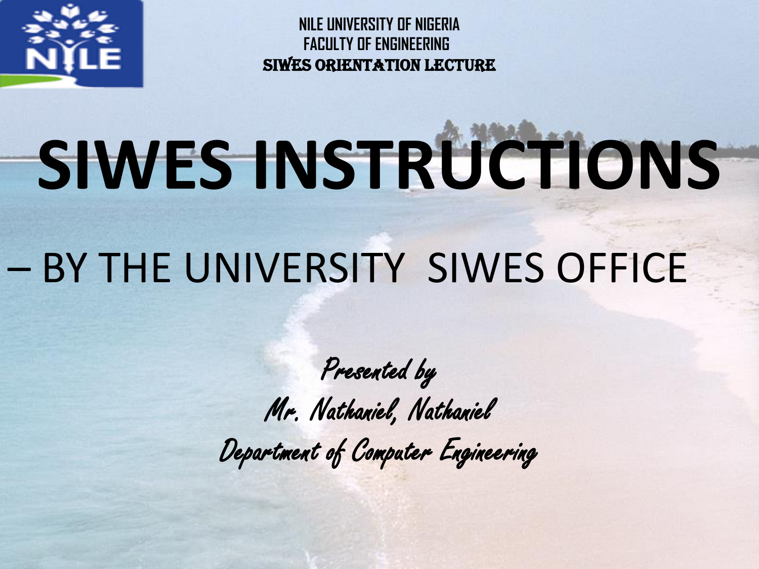NILE UNIVERSITY OF NIGERIA
FACULTY OF ENGINEERING
SIWES ORIENTATION LECTURE

# SIWES INSTRUCTIONS

– BY THE UNIVERSITY SIWES OFFICE

*Presented by*
*Mr. Nathaniel, Nathaniel*
*Department of Computer Engineering*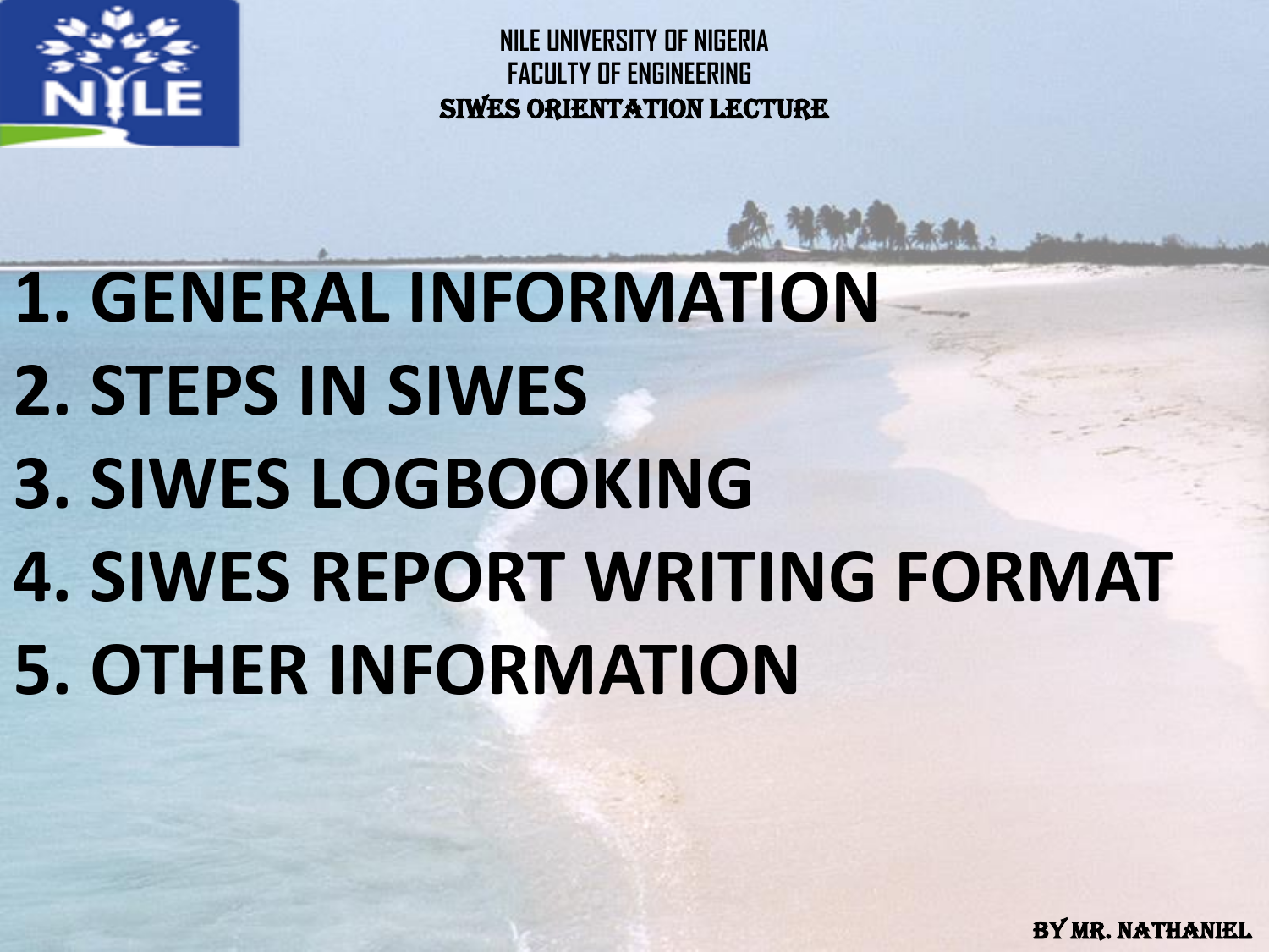NILE UNIVERSITY OF NIGERIA
FACULTY OF ENGINEERING
SIWES ORIENTATION LECTURE

1. GENERAL INFORMATION
2. STEPS IN SIWES
3. SIWES LOGBOOKING
4. SIWES REPORT WRITING FORMAT
5. OTHER INFORMATION

BY MR. NATHANIEL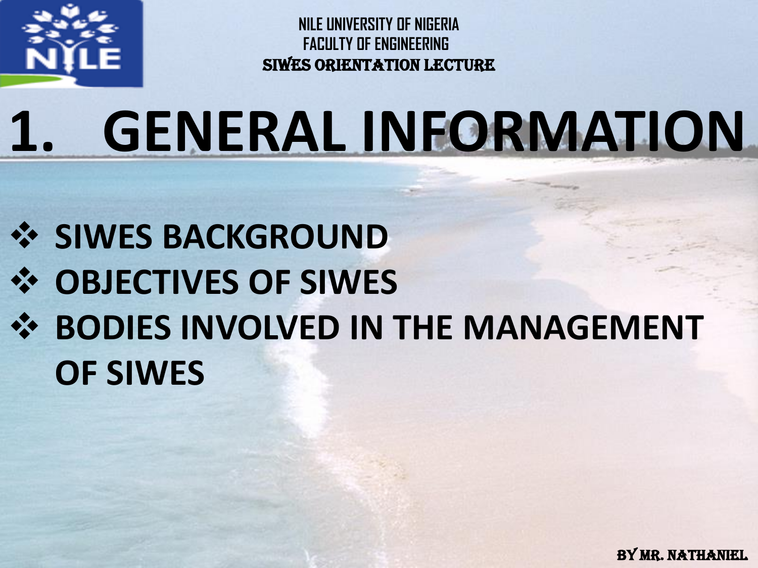# 1. GENERAL INFORMATION

- SIWES BACKGROUND
- OBJECTIVES OF SIWES
- BODIES INVOLVED IN THE MANAGEMENT OF SIWES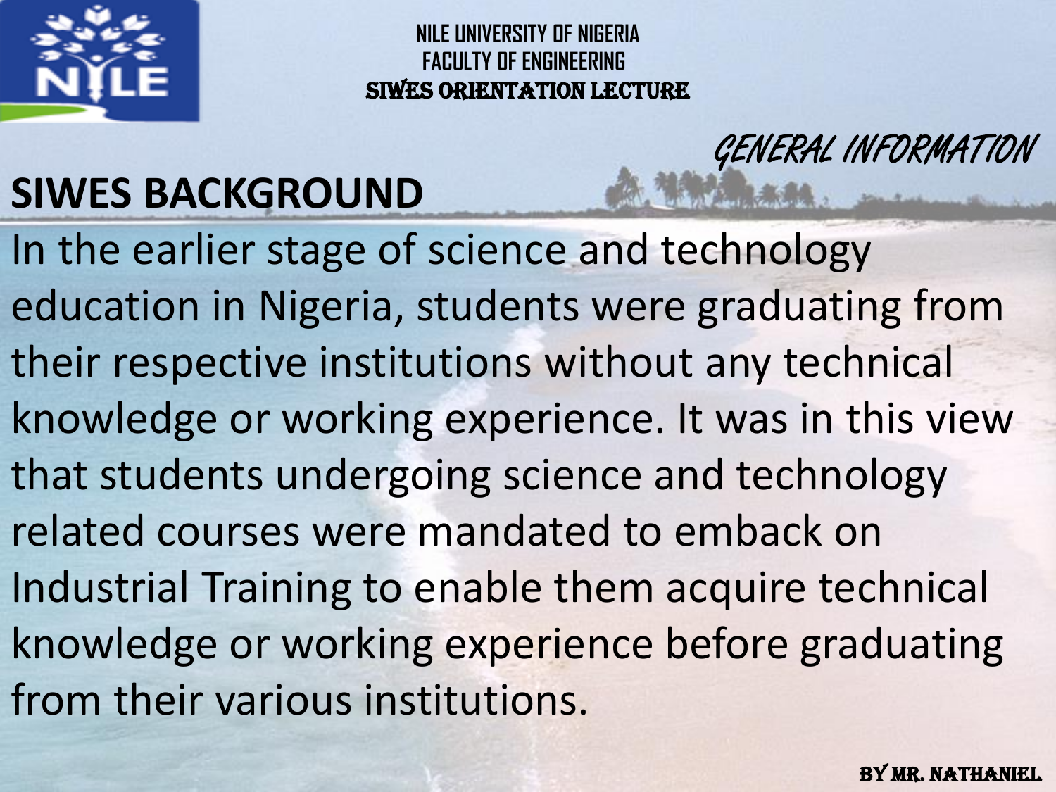GENERAL INFORMATION

## SIWES BACKGROUND

In the earlier stage of science and technology education in Nigeria, students were graduating from their respective institutions without any technical knowledge or working experience. It was in this view that students undergoing science and technology related courses were mandated to emback on Industrial Training to enable them acquire technical knowledge or working experience before graduating from their various institutions.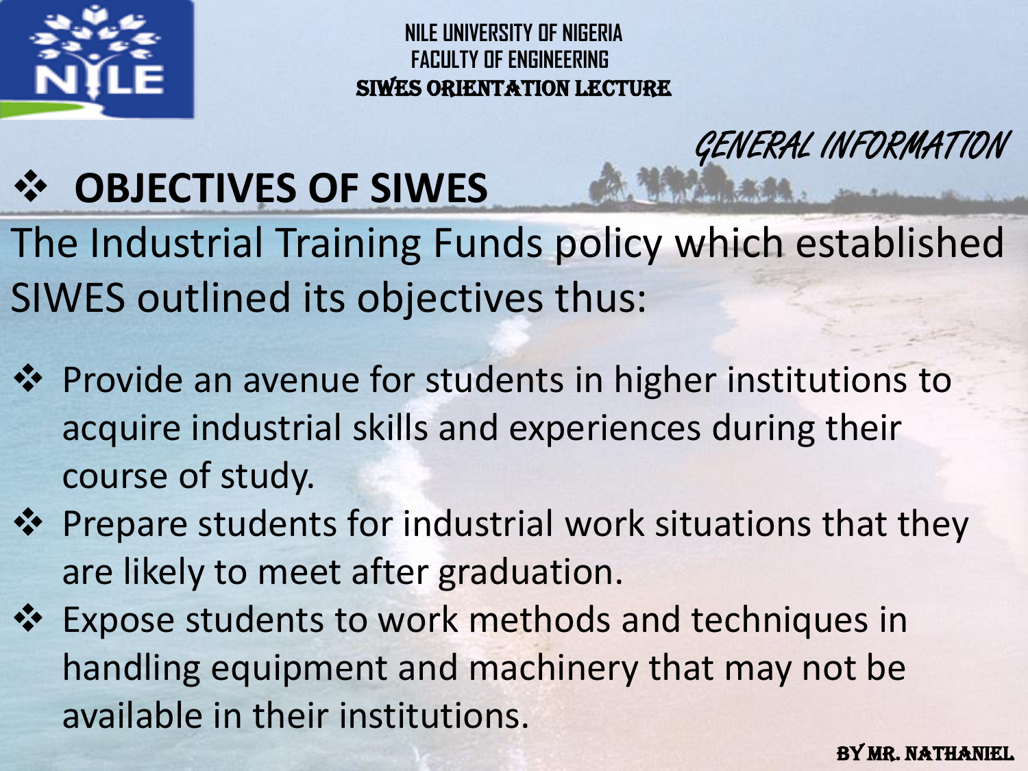## GENERAL INFORMATION

### ❖ OBJECTIVES OF SIWES

The Industrial Training Funds policy which established SIWES outlined its objectives thus:

- ❖ Provide an avenue for students in higher institutions to acquire industrial skills and experiences during their course of study.
- ❖ Prepare students for industrial work situations that they are likely to meet after graduation.
- ❖ Expose students to work methods and techniques in handling equipment and machinery that may not be available in their institutions.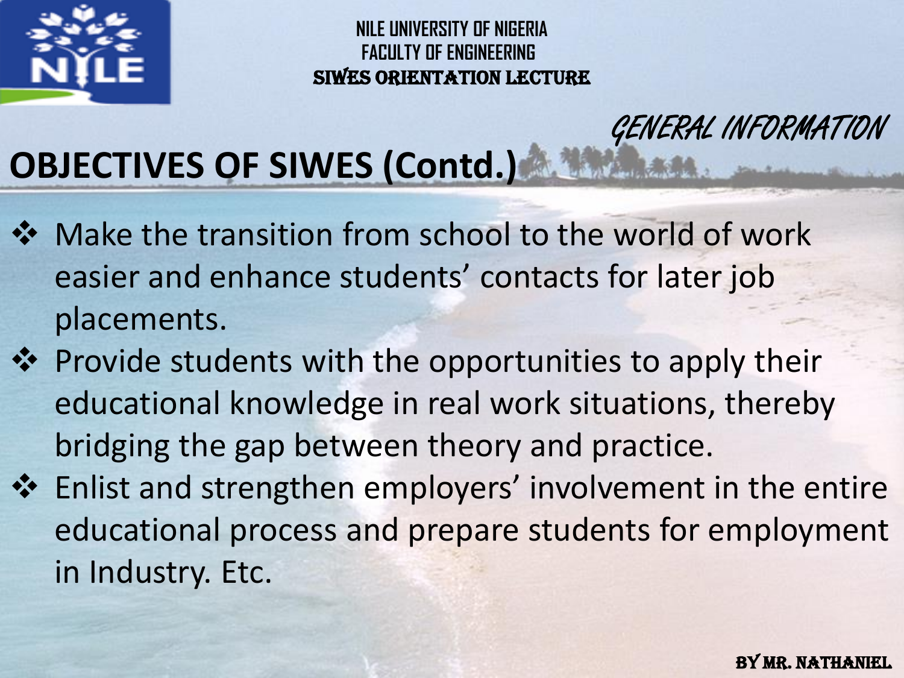## GENERAL INFORMATION

# OBJECTIVES OF SIWES (Contd.)

- Make the transition from school to the world of work easier and enhance students' contacts for later job placements.
- Provide students with the opportunities to apply their educational knowledge in real work situations, thereby bridging the gap between theory and practice.
- Enlist and strengthen employers' involvement in the entire educational process and prepare students for employment in Industry. Etc.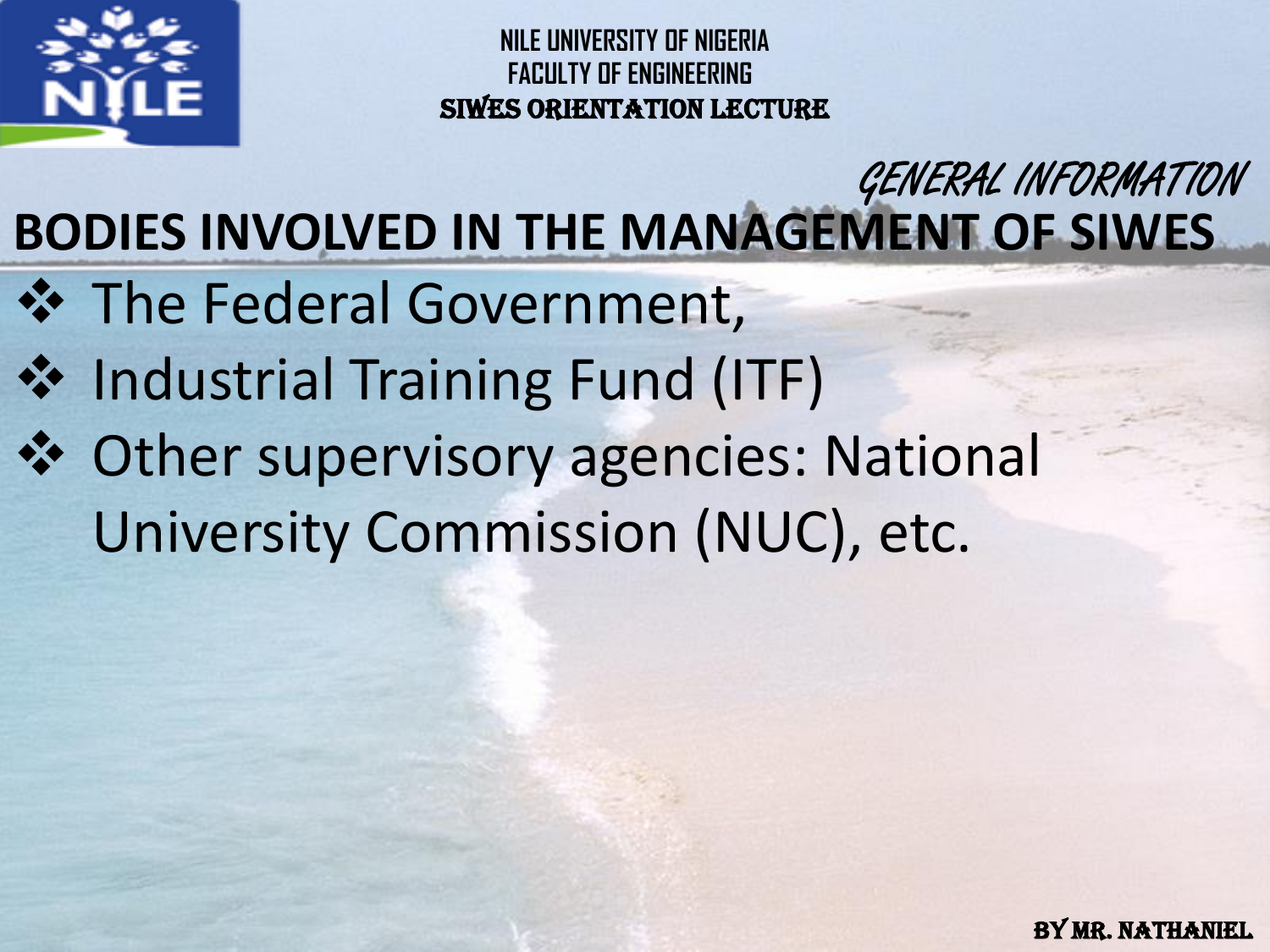*GENERAL INFORMATION*

## BODIES INVOLVED IN THE MANAGEMENT OF SIWES

- The Federal Government,
- Industrial Training Fund (ITF)
- Other supervisory agencies: National University Commission (NUC), etc.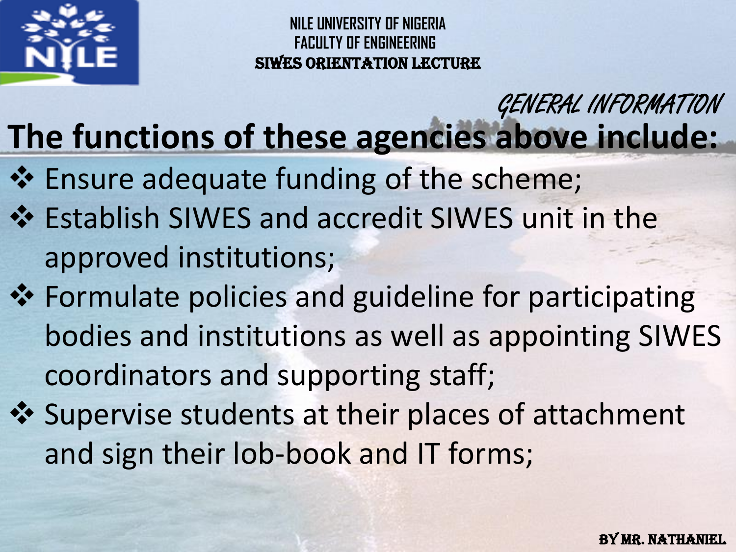## GENERAL INFORMATION

**The functions of these agencies above include:**

- Ensure adequate funding of the scheme;
- Establish SIWES and accredit SIWES unit in the approved institutions;
- Formulate policies and guideline for participating bodies and institutions as well as appointing SIWES coordinators and supporting staff;
- Supervise students at their places of attachment and sign their lob-book and IT forms;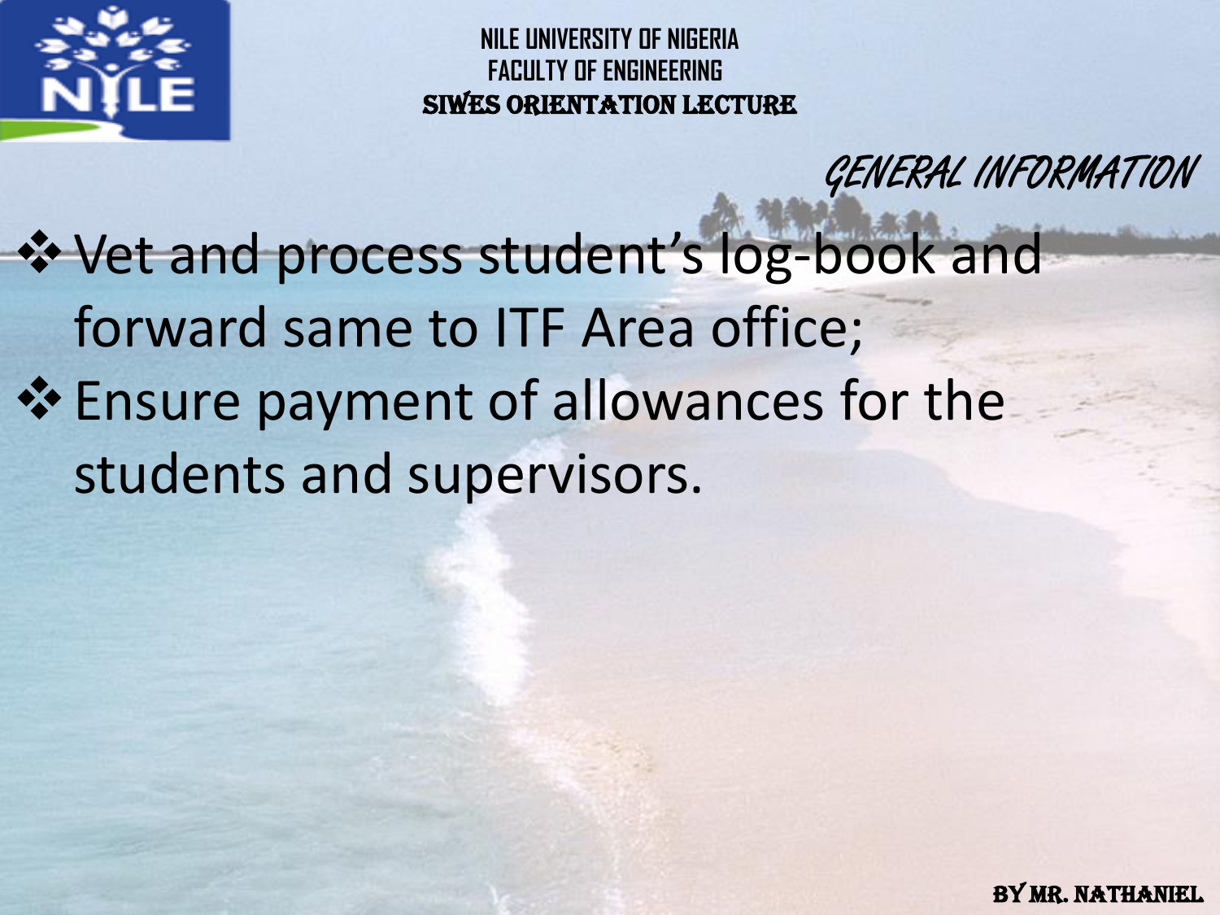## GENERAL INFORMATION

- Vet and process student's log-book and forward same to ITF Area office;
- Ensure payment of allowances for the students and supervisors.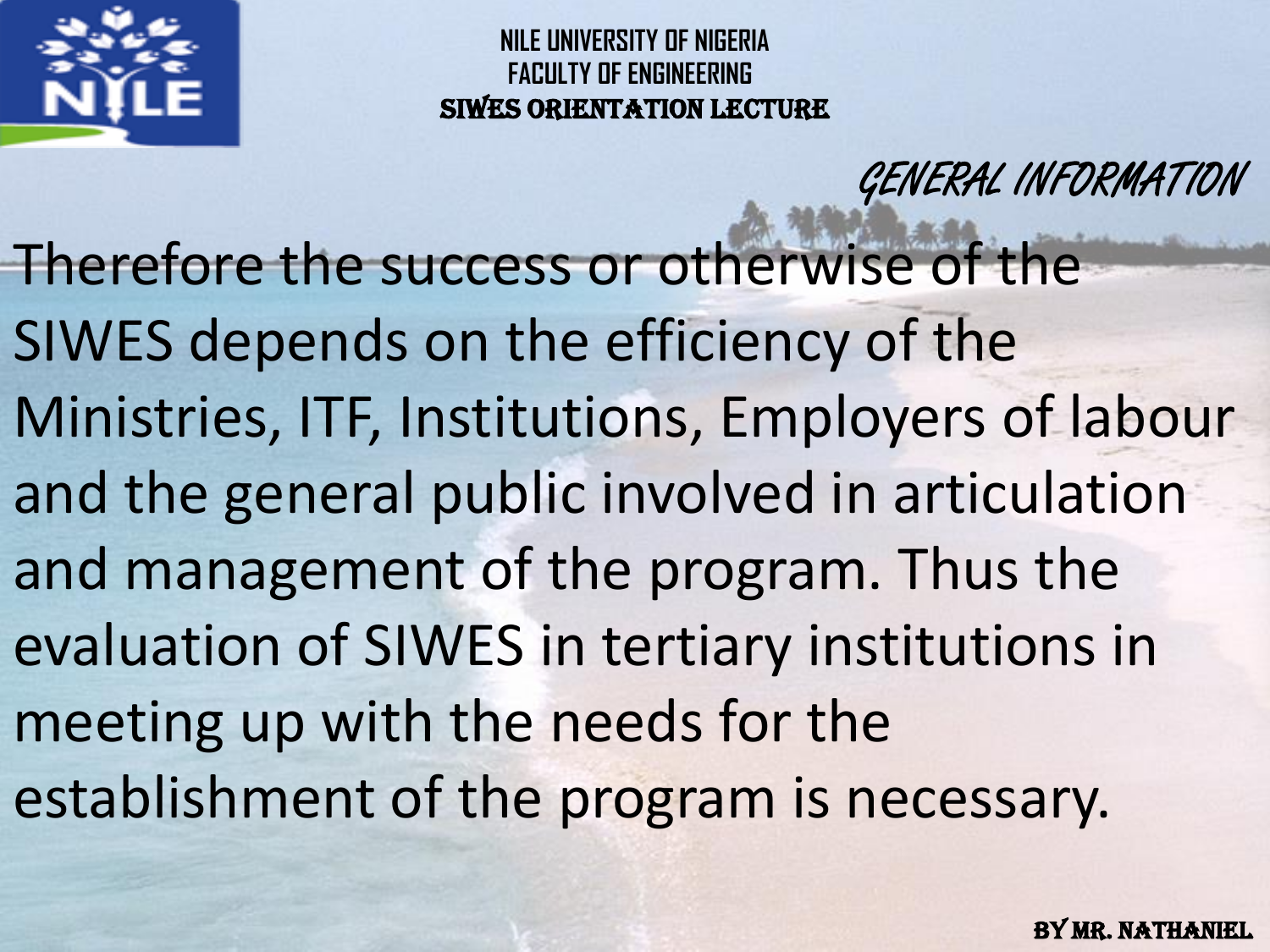## GENERAL INFORMATION

Therefore the success or otherwise of the SIWES depends on the efficiency of the Ministries, ITF, Institutions, Employers of labour and the general public involved in articulation and management of the program. Thus the evaluation of SIWES in tertiary institutions in meeting up with the needs for the establishment of the program is necessary.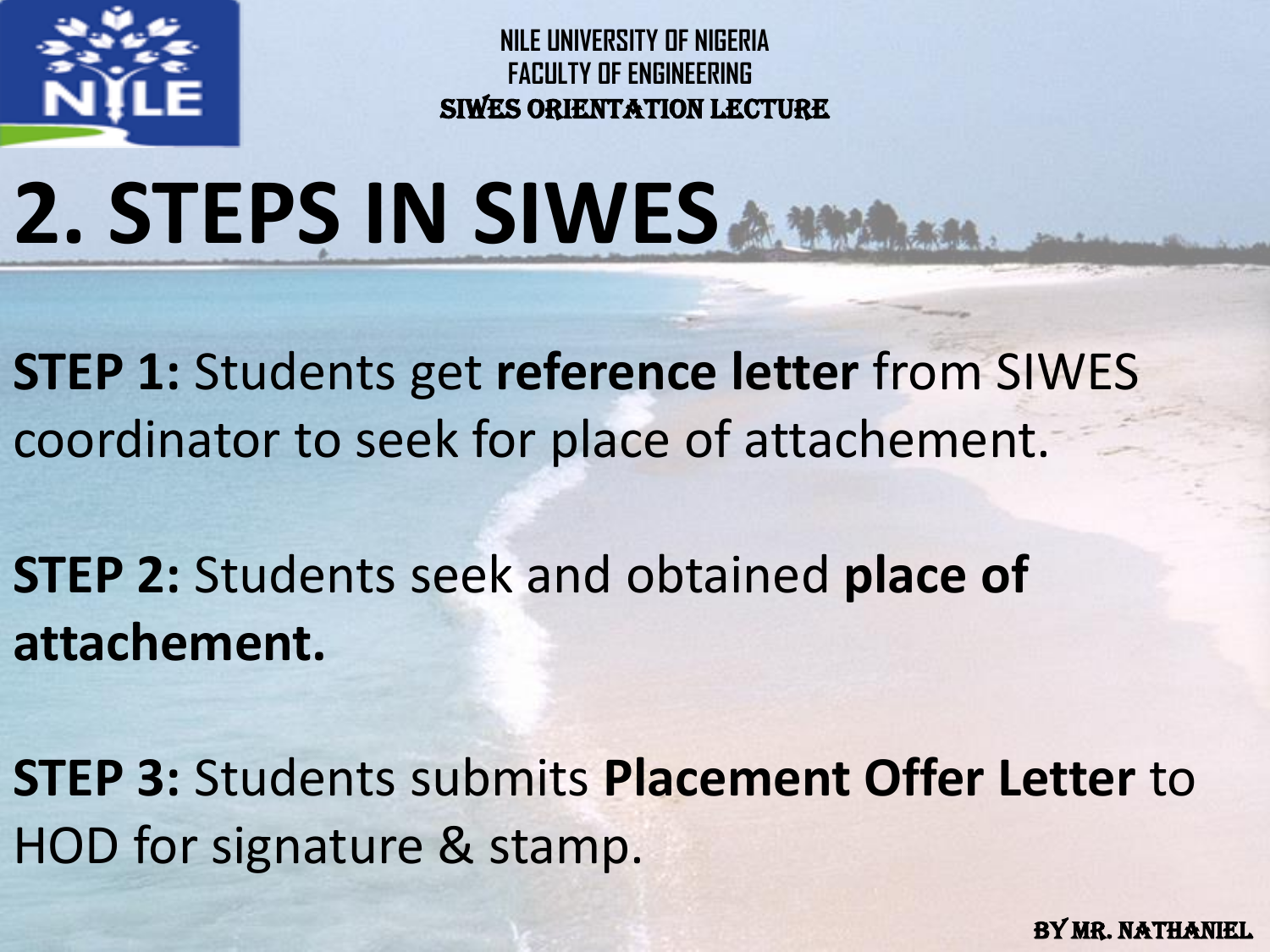# 2. STEPS IN SIWES

**STEP 1:** Students get **reference letter** from SIWES coordinator to seek for place of attachement.

**STEP 2:** Students seek and obtained **place of attachement.**

**STEP 3:** Students submits **Placement Offer Letter** to HOD for signature & stamp.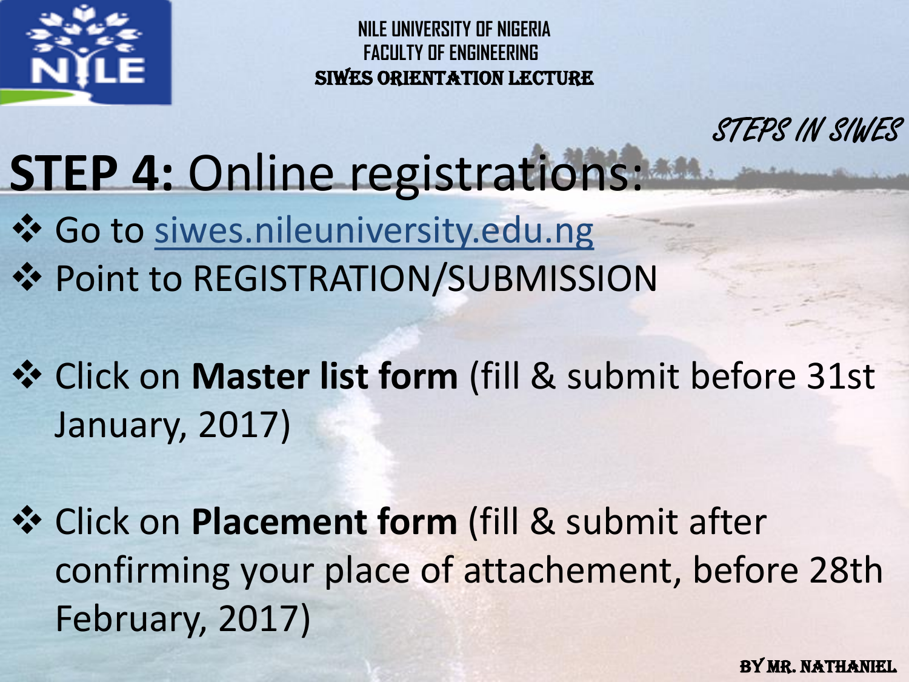STEPS IN SIWES

# **STEP 4:** Online registrations:

- Go to siwes.nileuniversity.edu.ng
- Point to REGISTRATION/SUBMISSION
- Click on **Master list form** (fill & submit before 31st January, 2017)
- Click on **Placement form** (fill & submit after confirming your place of attachement, before 28th February, 2017)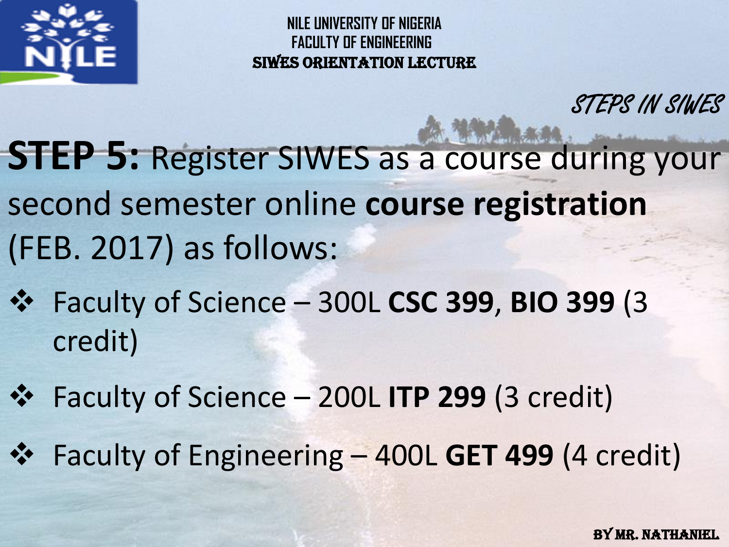NILE UNIVERSITY OF NIGERIA
FACULTY OF ENGINEERING
SIWES ORIENTATION LECTURE

*STEPS IN SIWES*

**STEP 5:** Register SIWES as a course during your second semester online **course registration** (FEB. 2017) as follows:

- Faculty of Science – 300L **CSC 399**, **BIO 399** (3 credit)
- Faculty of Science – 200L **ITP 299** (3 credit)
- Faculty of Engineering – 400L **GET 499** (4 credit)

BY MR. NATHANIEL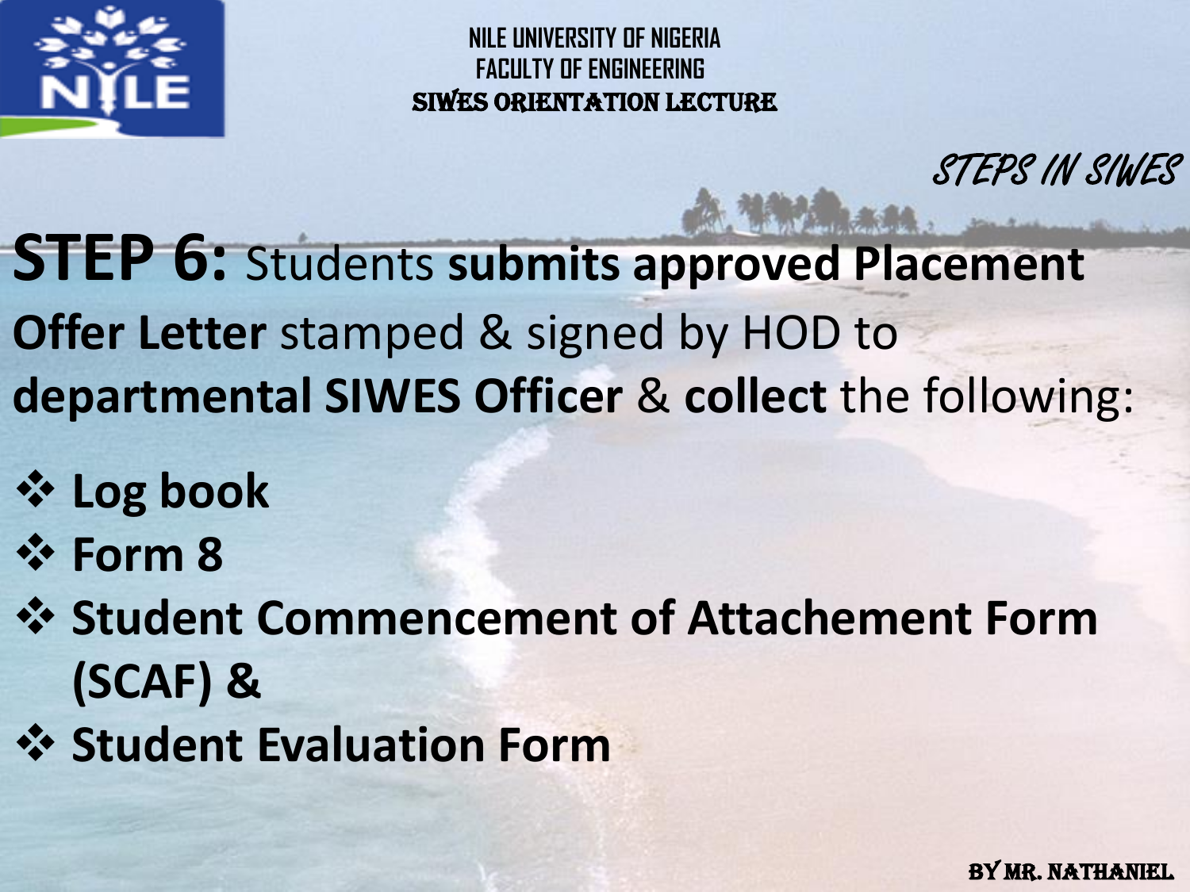## STEPS IN SIWES

**STEP 6:** Students **submits approved Placement Offer Letter** stamped & signed by HOD to **departmental SIWES Officer** & **collect** the following:

- **Log book**
- **Form 8**
- **Student Commencement of Attachement Form (SCAF) &**
- **Student Evaluation Form**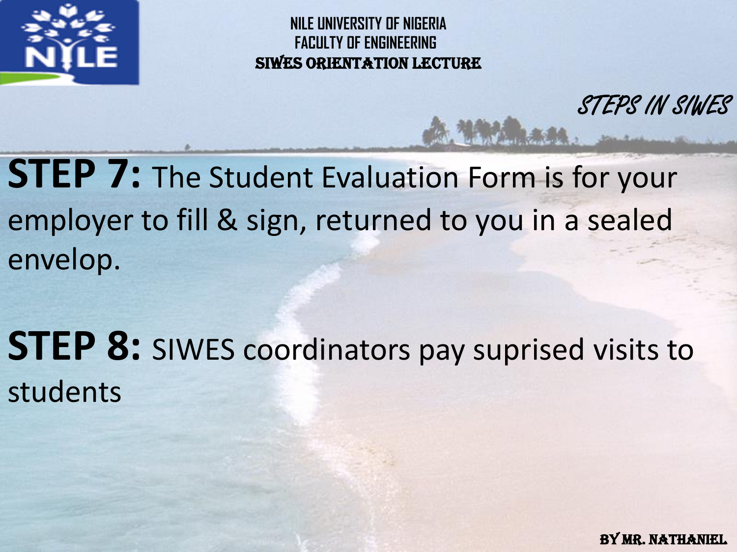## STEPS IN SIWES

**STEP 7:** The Student Evaluation Form is for your employer to fill & sign, returned to you in a sealed envelop.

**STEP 8:** SIWES coordinators pay suprised visits to students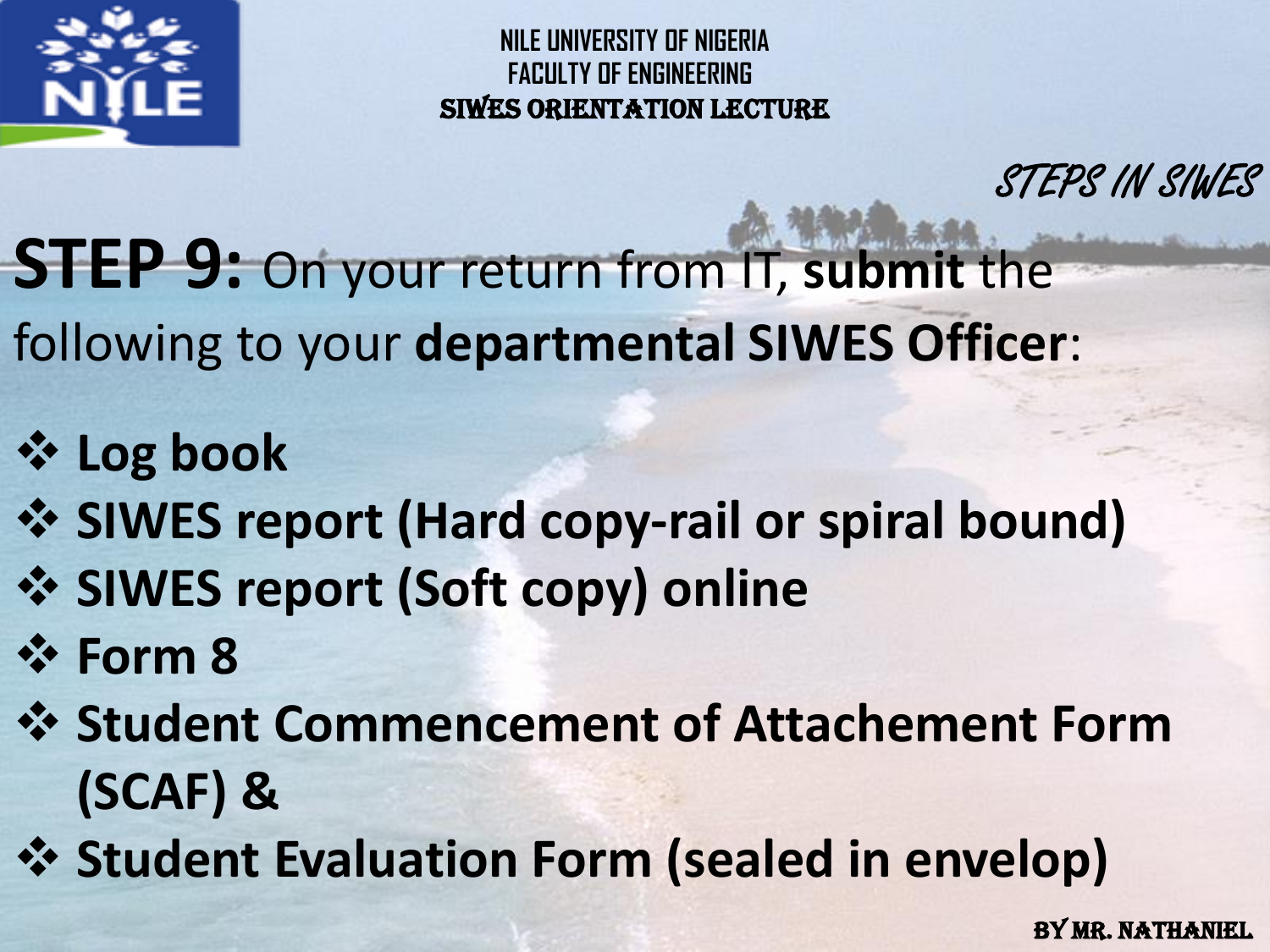STEPS IN SIWES

**STEP 9:** On your return from IT, **submit** the following to your **departmental SIWES Officer**:

- **Log book**
- **SIWES report (Hard copy-rail or spiral bound)**
- **SIWES report (Soft copy) online**
- **Form 8**
- **Student Commencement of Attachement Form (SCAF) &**
- **Student Evaluation Form (sealed in envelop)**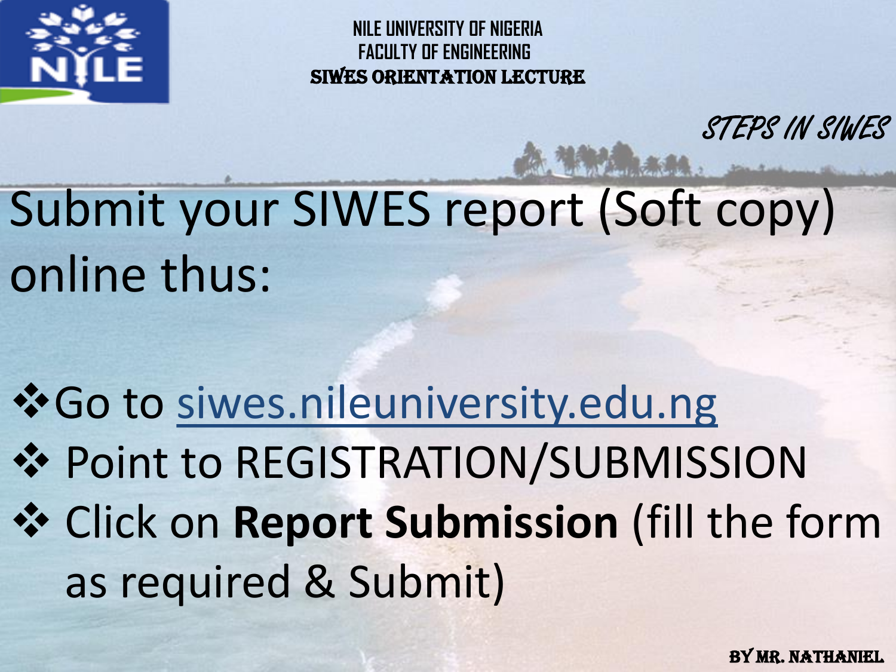NILE UNIVERSITY OF NIGERIA
FACULTY OF ENGINEERING
SIWES ORIENTATION LECTURE

*STEPS IN SIWES*

# Submit your SIWES report (Soft copy) online thus:

- Go to siwes.nileuniversity.edu.ng
- Point to REGISTRATION/SUBMISSION
- Click on **Report Submission** (fill the form as required & Submit)

BY MR. NATHANIEL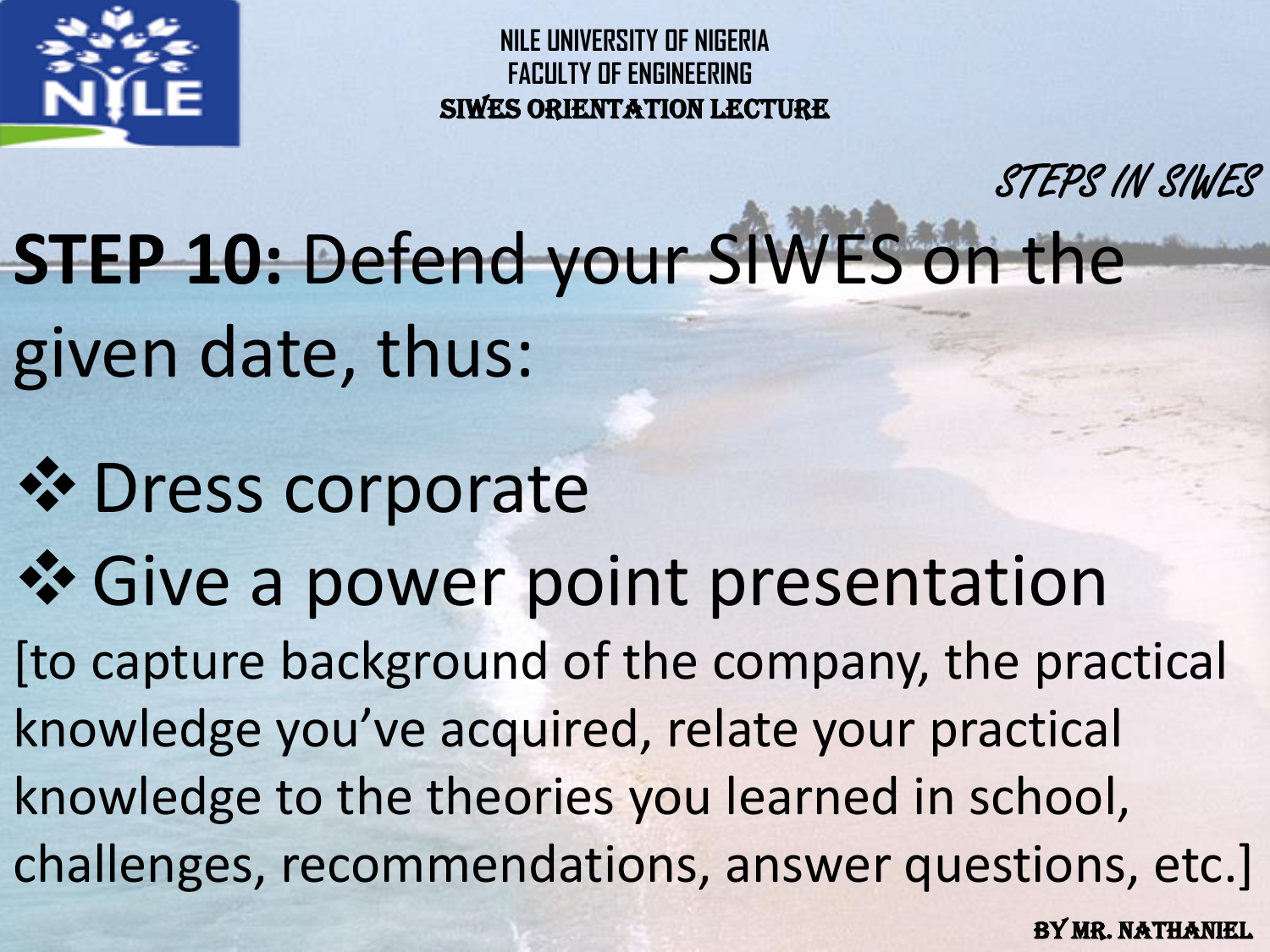STEPS IN SIWES

**STEP 10:** Defend your SIWES on the given date, thus:

- Dress corporate
- Give a power point presentation

[to capture background of the company, the practical knowledge you've acquired, relate your practical knowledge to the theories you learned in school, challenges, recommendations, answer questions, etc.]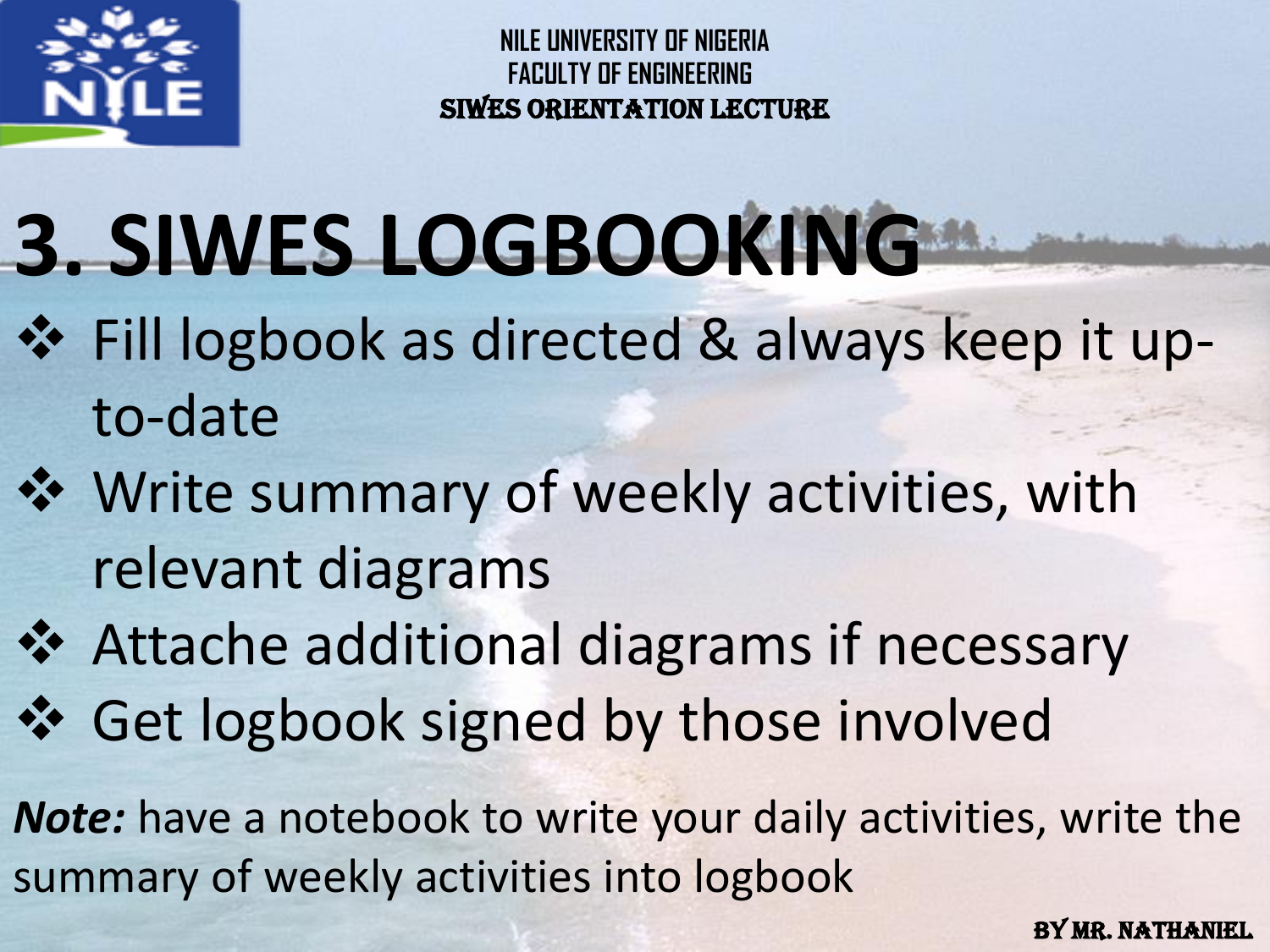# 3. SIWES LOGBOOKING

- Fill logbook as directed & always keep it up-to-date
- Write summary of weekly activities, with relevant diagrams
- Attache additional diagrams if necessary
- Get logbook signed by those involved

***Note:*** have a notebook to write your daily activities, write the summary of weekly activities into logbook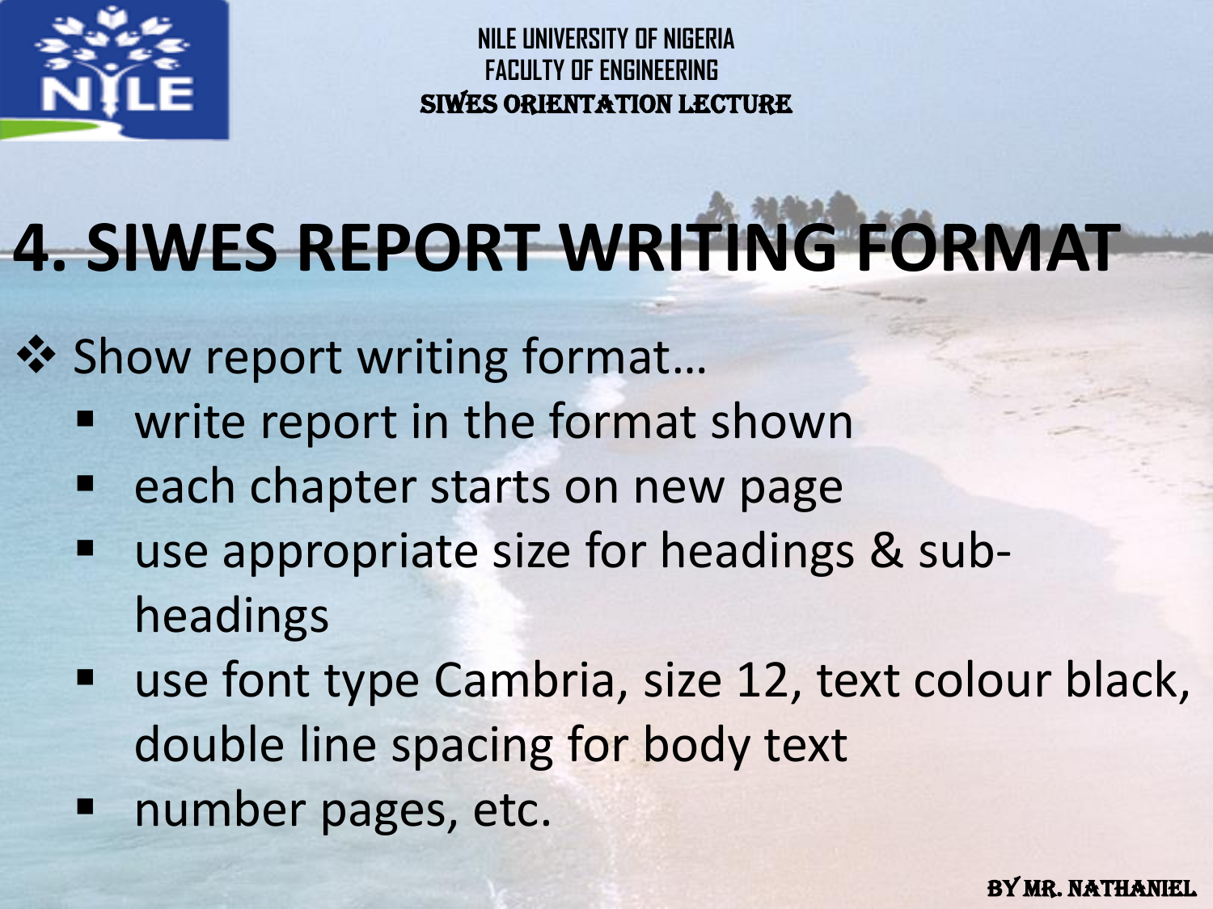# 4. SIWES REPORT WRITING FORMAT

- Show report writing format…
  - write report in the format shown
  - each chapter starts on new page
  - use appropriate size for headings & sub-headings
  - use font type Cambria, size 12, text colour black, double line spacing for body text
  - number pages, etc.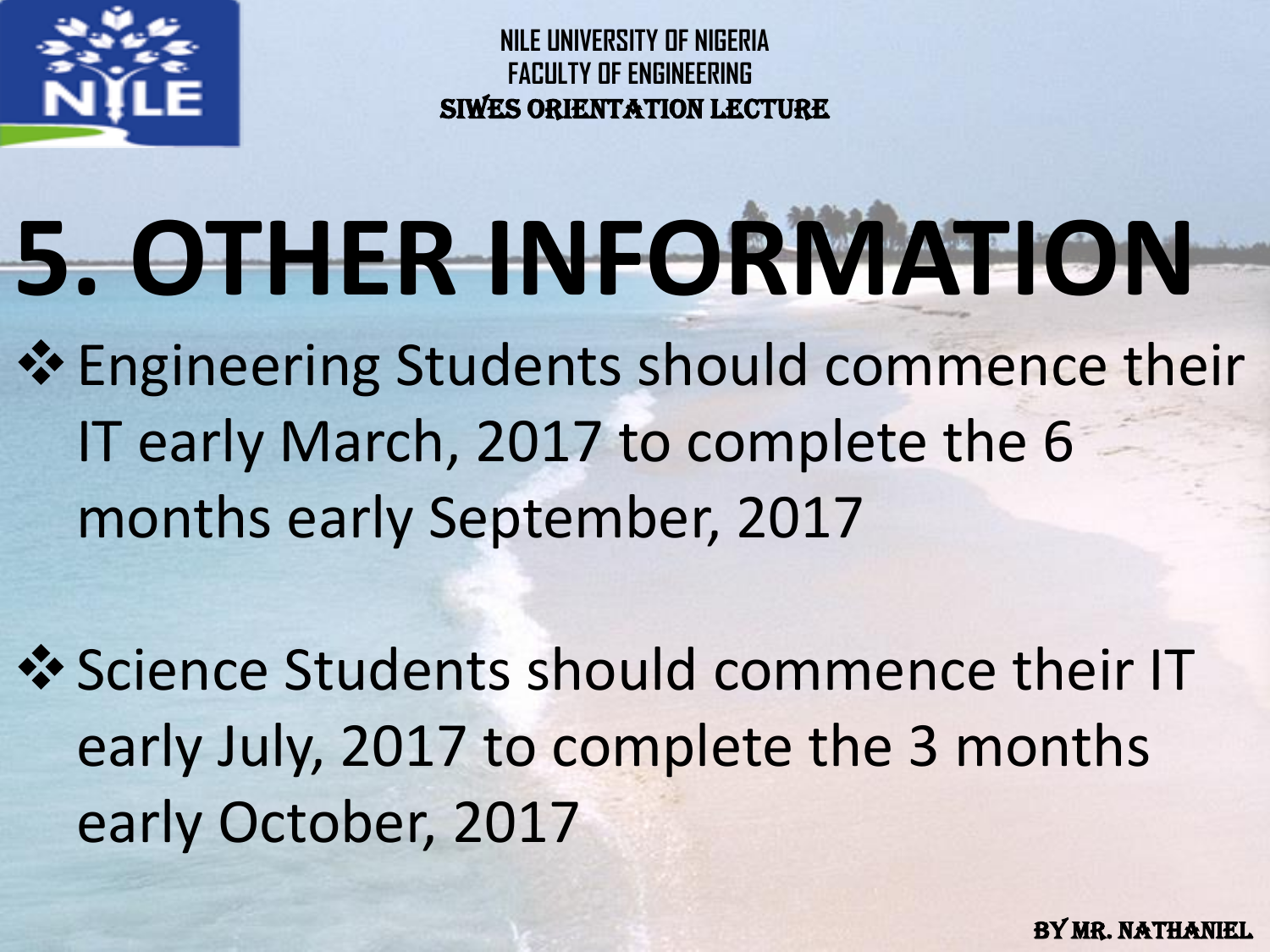NILE UNIVERSITY OF NIGERIA
FACULTY OF ENGINEERING
SIWES ORIENTATION LECTURE

# 5. OTHER INFORMATION

- Engineering Students should commence their IT early March, 2017 to complete the 6 months early September, 2017

- Science Students should commence their IT early July, 2017 to complete the 3 months early October, 2017

BY MR. NATHANIEL